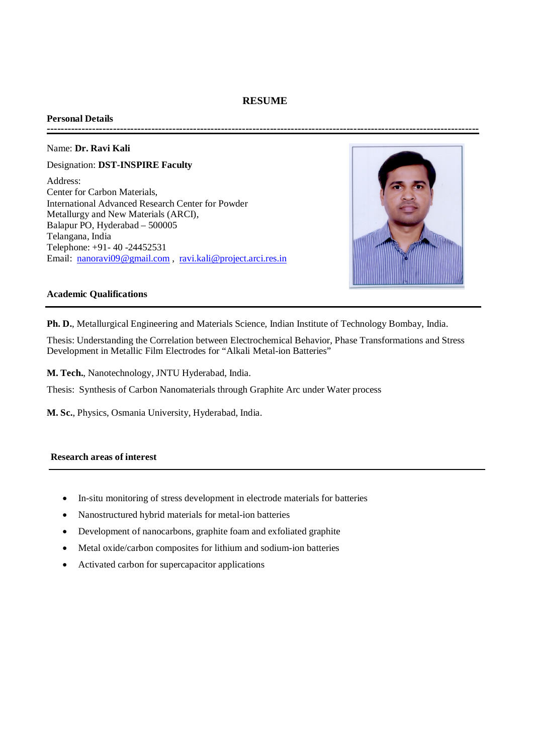# RESUME

## Personal Details

Name: **Dr. Ravi Kali**

Designation: **DST-INSPIRE Faculty**

Address:
Center for Carbon Materials,
International Advanced Research Center for Powder Metallurgy and New Materials (ARCI),
Balapur PO, Hyderabad – 500005
Telangana, India
Telephone: +91- 40 -24452531
Email: nanoravi09@gmail.com , ravi.kali@project.arci.res.in

## Academic Qualifications

**Ph. D.**, Metallurgical Engineering and Materials Science, Indian Institute of Technology Bombay, India.

Thesis: Understanding the Correlation between Electrochemical Behavior, Phase Transformations and Stress Development in Metallic Film Electrodes for "Alkali Metal-ion Batteries"

**M. Tech.**, Nanotechnology, JNTU Hyderabad, India.

Thesis: Synthesis of Carbon Nanomaterials through Graphite Arc under Water process

**M. Sc.**, Physics, Osmania University, Hyderabad, India.

## Research areas of interest

- In-situ monitoring of stress development in electrode materials for batteries
- Nanostructured hybrid materials for metal-ion batteries
- Development of nanocarbons, graphite foam and exfoliated graphite
- Metal oxide/carbon composites for lithium and sodium-ion batteries
- Activated carbon for supercapacitor applications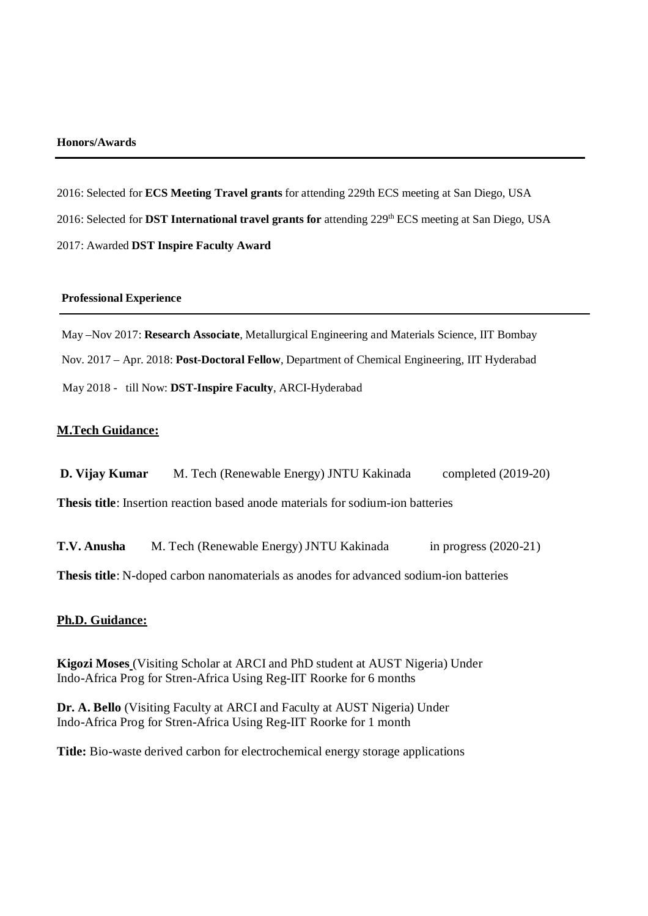**Honors/Awards**

---

2016: Selected for **ECS Meeting Travel grants** for attending 229th ECS meeting at San Diego, USA

2016: Selected for **DST International travel grants for** attending 229$^{th}$ ECS meeting at San Diego, USA

2017: Awarded **DST Inspire Faculty Award**

**Professional Experience**

---

May –Nov 2017: **Research Associate**, Metallurgical Engineering and Materials Science, IIT Bombay

Nov. 2017 – Apr. 2018: **Post-Doctoral Fellow**, Department of Chemical Engineering, IIT Hyderabad

May 2018 - till Now: **DST-Inspire Faculty**, ARCI-Hyderabad

**M.Tech Guidance:**

**D. Vijay Kumar** M. Tech (Renewable Energy) JNTU Kakinada completed (2019-20)

**Thesis title**: Insertion reaction based anode materials for sodium-ion batteries

**T.V. Anusha** M. Tech (Renewable Energy) JNTU Kakinada in progress (2020-21)

**Thesis title**: N-doped carbon nanomaterials as anodes for advanced sodium-ion batteries

**Ph.D. Guidance:**

**Kigozi Moses** (Visiting Scholar at ARCI and PhD student at AUST Nigeria) Under Indo-Africa Prog for Stren-Africa Using Reg-IIT Roorke for 6 months

**Dr. A. Bello** (Visiting Faculty at ARCI and Faculty at AUST Nigeria) Under Indo-Africa Prog for Stren-Africa Using Reg-IIT Roorke for 1 month

**Title:** Bio-waste derived carbon for electrochemical energy storage applications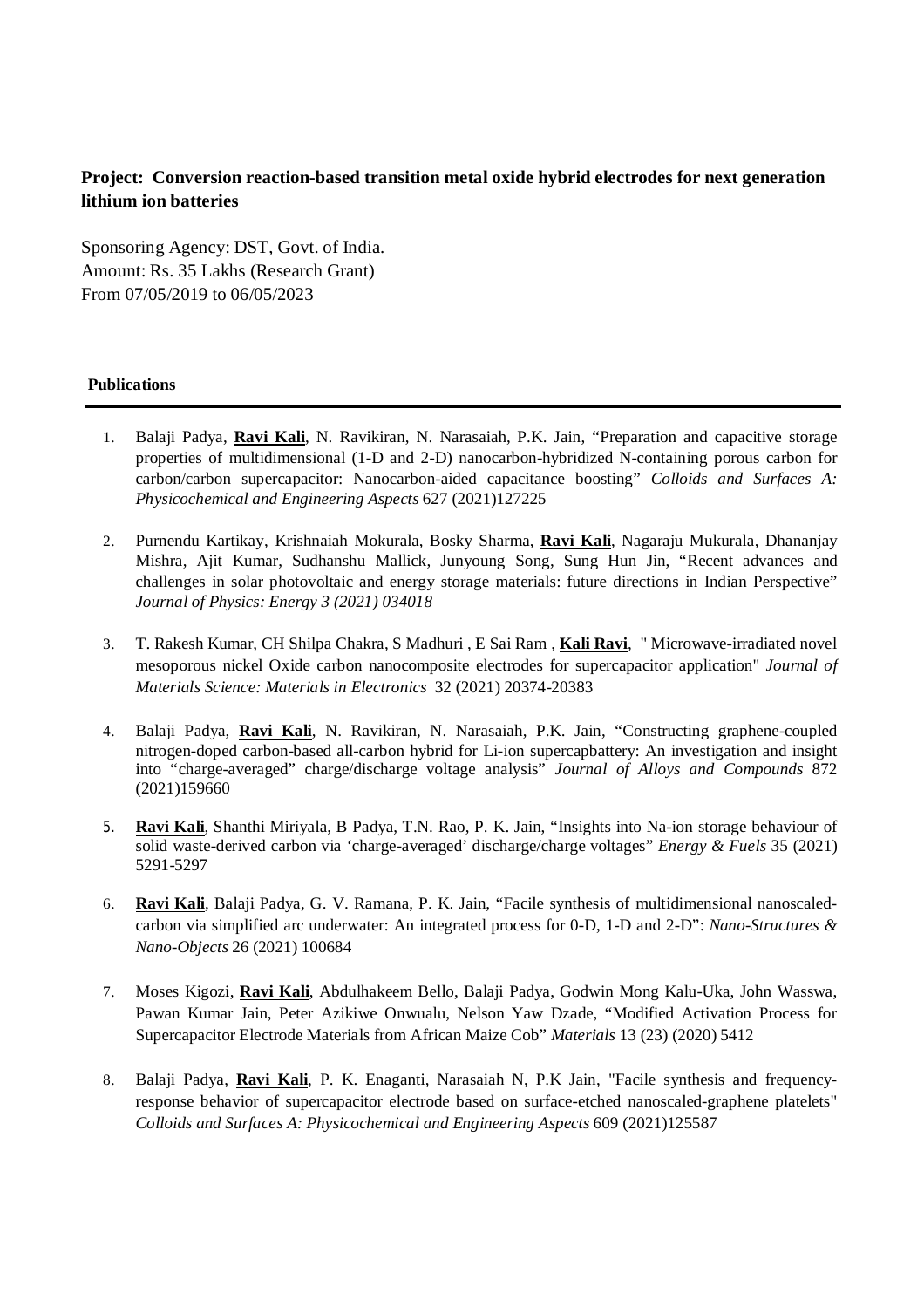**Project: Conversion reaction-based transition metal oxide hybrid electrodes for next generation lithium ion batteries**

Sponsoring Agency: DST, Govt. of India.
Amount: Rs. 35 Lakhs (Research Grant)
From 07/05/2019 to 06/05/2023

**Publications**

---

1. Balaji Padya, **Ravi Kali**, N. Ravikiran, N. Narasaiah, P.K. Jain, "Preparation and capacitive storage properties of multidimensional (1-D and 2-D) nanocarbon-hybridized N-containing porous carbon for carbon/carbon supercapacitor: Nanocarbon-aided capacitance boosting" *Colloids and Surfaces A: Physicochemical and Engineering Aspects* 627 (2021)127225

2. Purnendu Kartikay, Krishnaiah Mokurala, Bosky Sharma, **Ravi Kali**, Nagaraju Mukurala, Dhananjay Mishra, Ajit Kumar, Sudhanshu Mallick, Junyoung Song, Sung Hun Jin, "Recent advances and challenges in solar photovoltaic and energy storage materials: future directions in Indian Perspective" *Journal of Physics: Energy 3 (2021) 034018*

3. T. Rakesh Kumar, CH Shilpa Chakra, S Madhuri , E Sai Ram , **Kali Ravi**, " Microwave-irradiated novel mesoporous nickel Oxide carbon nanocomposite electrodes for supercapacitor application" *Journal of Materials Science: Materials in Electronics* 32 (2021) 20374-20383

4. Balaji Padya, **Ravi Kali**, N. Ravikiran, N. Narasaiah, P.K. Jain, "Constructing graphene-coupled nitrogen-doped carbon-based all-carbon hybrid for Li-ion supercapbattery: An investigation and insight into "charge-averaged" charge/discharge voltage analysis" *Journal of Alloys and Compounds* 872 (2021)159660

5. **Ravi Kali**, Shanthi Miriyala, B Padya, T.N. Rao, P. K. Jain, "Insights into Na-ion storage behaviour of solid waste-derived carbon via 'charge-averaged' discharge/charge voltages" *Energy & Fuels* 35 (2021) 5291-5297

6. **Ravi Kali**, Balaji Padya, G. V. Ramana, P. K. Jain, "Facile synthesis of multidimensional nanoscaled-carbon via simplified arc underwater: An integrated process for 0-D, 1-D and 2-D": *Nano-Structures & Nano-Objects* 26 (2021) 100684

7. Moses Kigozi, **Ravi Kali**, Abdulhakeem Bello, Balaji Padya, Godwin Mong Kalu-Uka, John Wasswa, Pawan Kumar Jain, Peter Azikiwe Onwualu, Nelson Yaw Dzade, "Modified Activation Process for Supercapacitor Electrode Materials from African Maize Cob" *Materials* 13 (23) (2020) 5412

8. Balaji Padya, **Ravi Kali**, P. K. Enaganti, Narasaiah N, P.K Jain, "Facile synthesis and frequency-response behavior of supercapacitor electrode based on surface-etched nanoscaled-graphene platelets" *Colloids and Surfaces A: Physicochemical and Engineering Aspects* 609 (2021)125587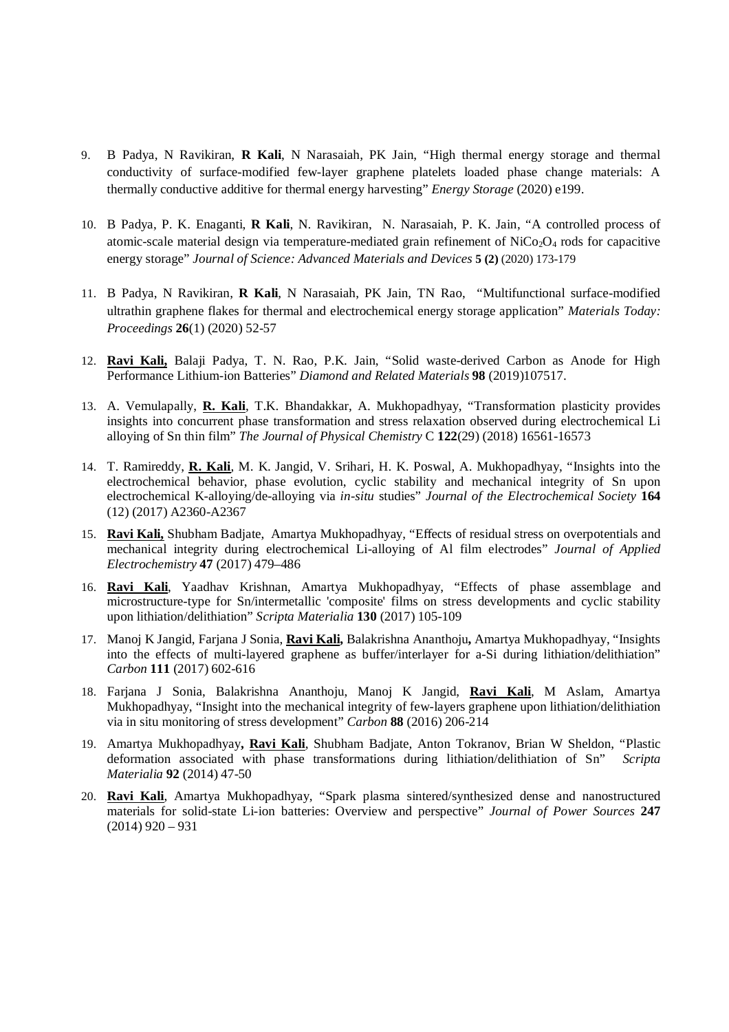9. B Padya, N Ravikiran, **R Kali**, N Narasaiah, PK Jain, "High thermal energy storage and thermal conductivity of surface-modified few-layer graphene platelets loaded phase change materials: A thermally conductive additive for thermal energy harvesting" *Energy Storage* (2020) e199.

10. B Padya, P. K. Enaganti, **R Kali**, N. Ravikiran, N. Narasaiah, P. K. Jain, "A controlled process of atomic-scale material design via temperature-mediated grain refinement of $NiCo_2O_4$ rods for capacitive energy storage" *Journal of Science: Advanced Materials and Devices* **5 (2)** (2020) 173-179

11. B Padya, N Ravikiran, **R Kali**, N Narasaiah, PK Jain, TN Rao, "Multifunctional surface-modified ultrathin graphene flakes for thermal and electrochemical energy storage application" *Materials Today: Proceedings* **26**(1) (2020) 52-57

12. **Ravi Kali,** Balaji Padya, T. N. Rao, P.K. Jain, "Solid waste-derived Carbon as Anode for High Performance Lithium-ion Batteries" *Diamond and Related Materials* **98** (2019)107517.

13. A. Vemulapally, **R. Kali**, T.K. Bhandakkar, A. Mukhopadhyay, "Transformation plasticity provides insights into concurrent phase transformation and stress relaxation observed during electrochemical Li alloying of Sn thin film" *The Journal of Physical Chemistry* C **122**(29) (2018) 16561-16573

14. T. Ramireddy, **R. Kali**, M. K. Jangid, V. Srihari, H. K. Poswal, A. Mukhopadhyay, "Insights into the electrochemical behavior, phase evolution, cyclic stability and mechanical integrity of Sn upon electrochemical K-alloying/de-alloying via *in-situ* studies" *Journal of the Electrochemical Society* **164** (12) (2017) A2360-A2367

15. **Ravi Kali,** Shubham Badjate, Amartya Mukhopadhyay, "Effects of residual stress on overpotentials and mechanical integrity during electrochemical Li-alloying of Al film electrodes" *Journal of Applied Electrochemistry* **47** (2017) 479–486

16. **Ravi Kali**, Yaadhav Krishnan, Amartya Mukhopadhyay, "Effects of phase assemblage and microstructure-type for Sn/intermetallic 'composite' films on stress developments and cyclic stability upon lithiation/delithiation" *Scripta Materialia* **130** (2017) 105-109

17. Manoj K Jangid, Farjana J Sonia, **Ravi Kali,** Balakrishna Ananthoju**,** Amartya Mukhopadhyay, "Insights into the effects of multi-layered graphene as buffer/interlayer for a-Si during lithiation/delithiation" *Carbon* **111** (2017) 602-616

18. Farjana J Sonia, Balakrishna Ananthoju, Manoj K Jangid, **Ravi Kali**, M Aslam, Amartya Mukhopadhyay, "Insight into the mechanical integrity of few-layers graphene upon lithiation/delithiation via in situ monitoring of stress development" *Carbon* **88** (2016) 206-214

19. Amartya Mukhopadhyay**, Ravi Kali**, Shubham Badjate, Anton Tokranov, Brian W Sheldon, "Plastic deformation associated with phase transformations during lithiation/delithiation of Sn" *Scripta Materialia* **92** (2014) 47-50

20. **Ravi Kali**, Amartya Mukhopadhyay, "Spark plasma sintered/synthesized dense and nanostructured materials for solid-state Li-ion batteries: Overview and perspective" *Journal of Power Sources* **247** (2014) 920 – 931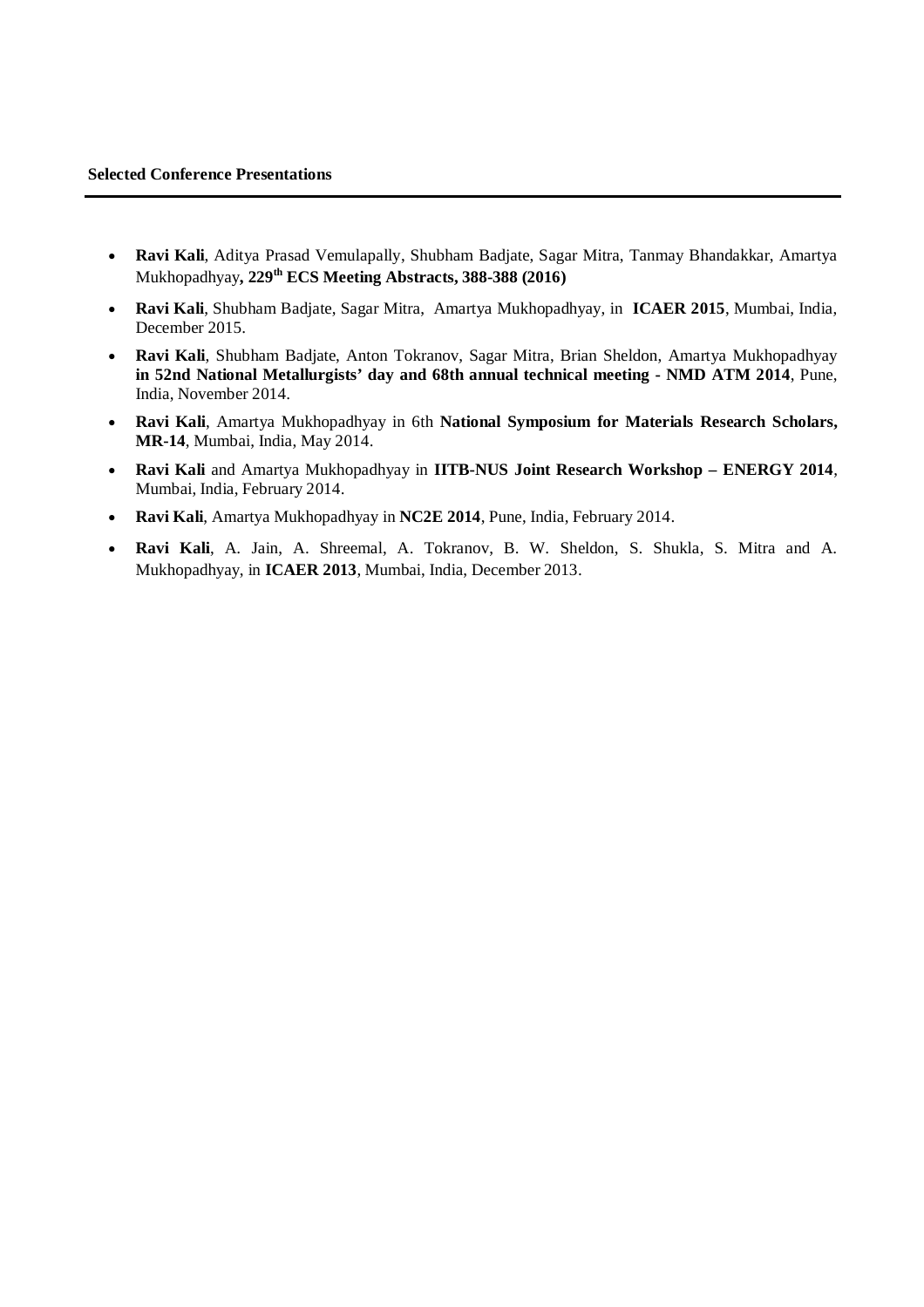**Selected Conference Presentations**

---

- **Ravi Kali**, Aditya Prasad Vemulapally, Shubham Badjate, Sagar Mitra, Tanmay Bhandakkar, Amartya Mukhopadhyay**, 229$^{th}$ ECS Meeting Abstracts, 388-388 (2016)**
- **Ravi Kali**, Shubham Badjate, Sagar Mitra, Amartya Mukhopadhyay, in **ICAER 2015**, Mumbai, India, December 2015.
- **Ravi Kali**, Shubham Badjate, Anton Tokranov, Sagar Mitra, Brian Sheldon, Amartya Mukhopadhyay **in 52nd National Metallurgists' day and 68th annual technical meeting - NMD ATM 2014**, Pune, India, November 2014.
- **Ravi Kali**, Amartya Mukhopadhyay in 6th **National Symposium for Materials Research Scholars, MR-14**, Mumbai, India, May 2014.
- **Ravi Kali** and Amartya Mukhopadhyay in **IITB-NUS Joint Research Workshop – ENERGY 2014**, Mumbai, India, February 2014.
- **Ravi Kali**, Amartya Mukhopadhyay in **NC2E 2014**, Pune, India, February 2014.
- **Ravi Kali**, A. Jain, A. Shreemal, A. Tokranov, B. W. Sheldon, S. Shukla, S. Mitra and A. Mukhopadhyay, in **ICAER 2013**, Mumbai, India, December 2013.